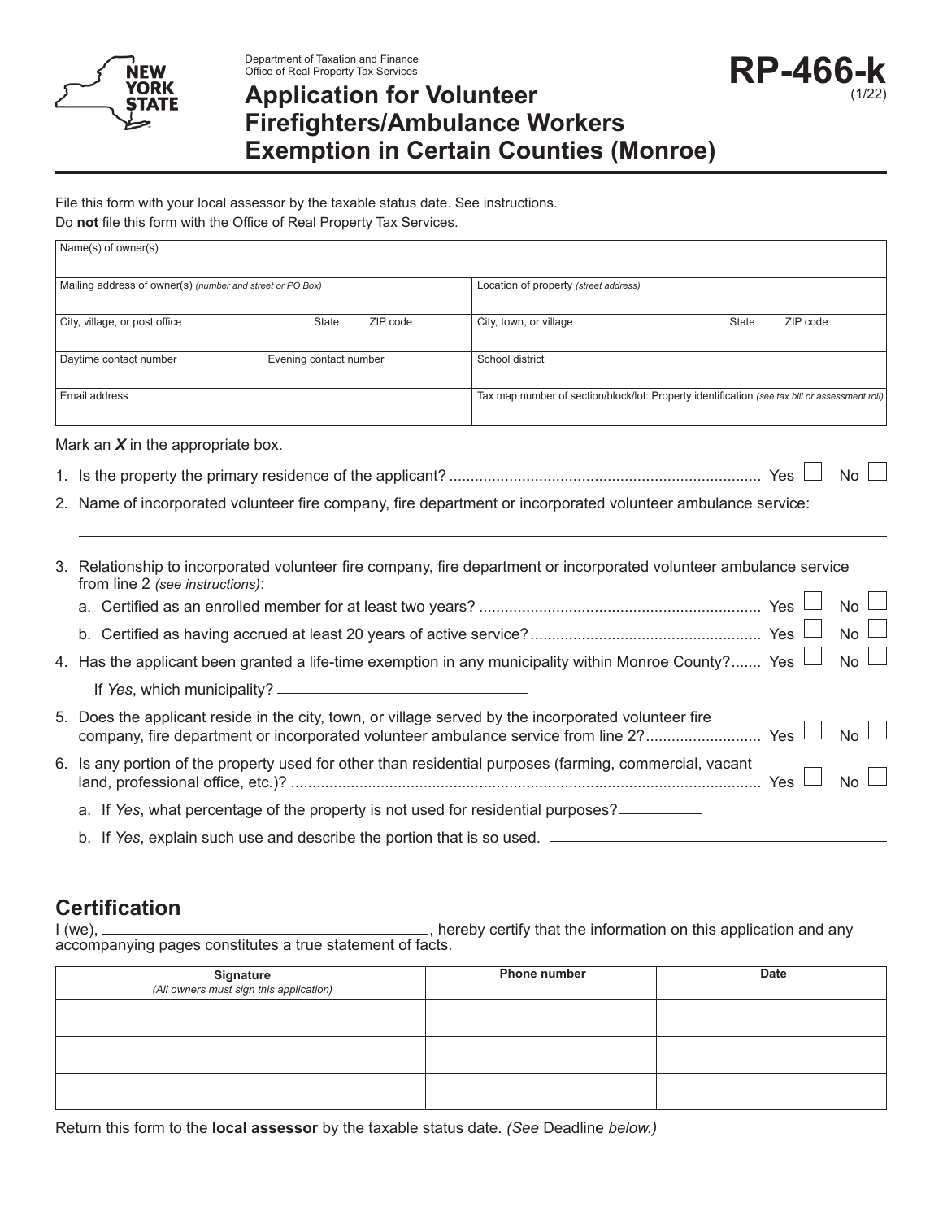Department of Taxation and Finance
Office of Real Property Tax Services

# Application for Volunteer Firefighters/Ambulance Workers Exemption in Certain Counties (Monroe)

**RP-466-k** (1/22)

File this form with your local assessor by the taxable status date. See instructions.
Do **not** file this form with the Office of Real Property Tax Services.

| Name(s) of owner(s) | | | |
|---|---|---|---|
| Mailing address of owner(s) *(number and street or PO Box)* | | Location of property *(street address)* | |
| City, village, or post office / State / ZIP code | | City, town, or village / State / ZIP code | |
| Daytime contact number | Evening contact number | School district | |
| Email address | | Tax map number of section/block/lot: Property identification *(see tax bill or assessment roll)* | |

Mark an ***X*** in the appropriate box.

1. Is the property the primary residence of the applicant? ........................................................................ Yes ☐ No ☐
2. Name of incorporated volunteer fire company, fire department or incorporated volunteer ambulance service:

   ______________________________________________________________________________

3. Relationship to incorporated volunteer fire company, fire department or incorporated volunteer ambulance service from line 2 *(see instructions)*:
   a. Certified as an enrolled member for at least two years? ................................................................. Yes ☐ No ☐
   b. Certified as having accrued at least 20 years of active service? ..................................................... Yes ☐ No ☐
4. Has the applicant been granted a life-time exemption in any municipality within Monroe County?....... Yes ☐ No ☐

   If *Yes*, which municipality? ______________________________
5. Does the applicant reside in the city, town, or village served by the incorporated volunteer fire company, fire department or incorporated volunteer ambulance service from line 2?.......................... Yes ☐ No ☐
6. Is any portion of the property used for other than residential purposes (farming, commercial, vacant land, professional office, etc.)? ............................................................................................................ Yes ☐ No ☐
   a. If *Yes*, what percentage of the property is not used for residential purposes? __________
   b. If *Yes*, explain such use and describe the portion that is so used. ______________________________

   ______________________________________________________________________________

## Certification

I (we), ______________________________, hereby certify that the information on this application and any accompanying pages constitutes a true statement of facts.

| Signature *(All owners must sign this application)* | Phone number | Date |
|---|---|---|
| | | |
| | | |
| | | |

Return this form to the **local assessor** by the taxable status date. *(See* Deadline *below.)*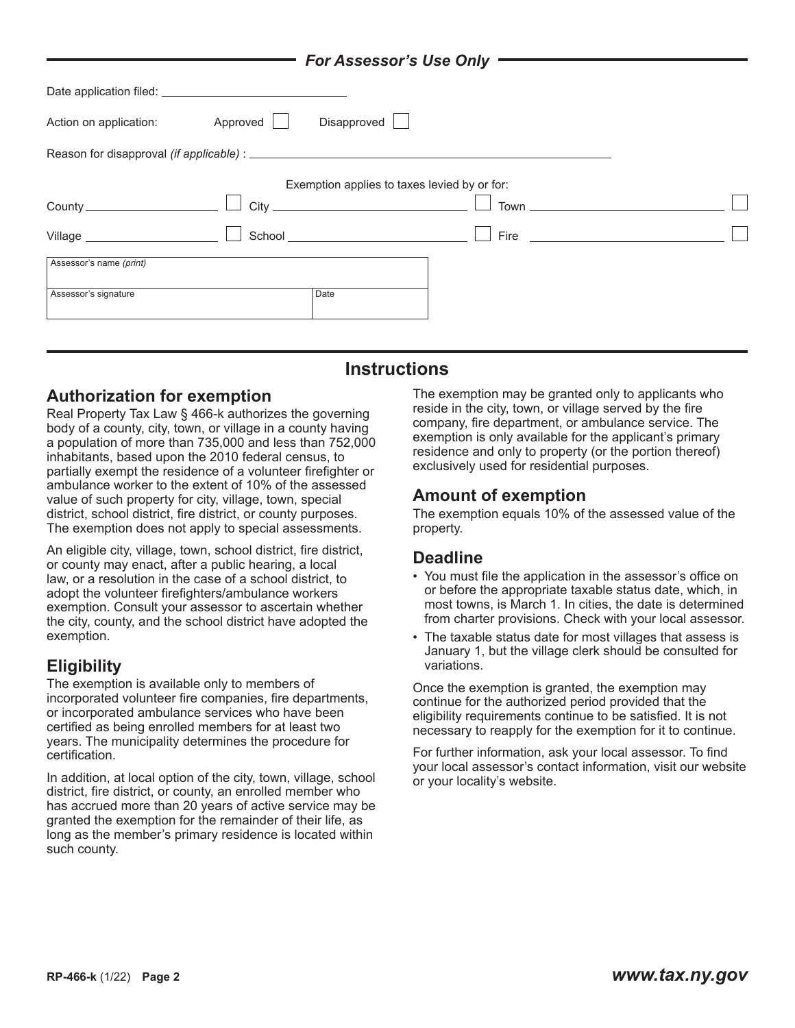## *For Assessor's Use Only*

Date application filed: ______________________

Action on application: Approved ☐ Disapproved ☐

Reason for disapproval *(if applicable)* : ______________________

Exemption applies to taxes levied by or for:

County ______________ ☐ City ______________ ☐ Town ______________ ☐

Village ______________ ☐ School ______________ ☐ Fire ______________ ☐

| | |
|---|---|
| Assessor's name *(print)* | |
| Assessor's signature | Date |

# Instructions

## Authorization for exemption

Real Property Tax Law § 466-k authorizes the governing body of a county, city, town, or village in a county having a population of more than 735,000 and less than 752,000 inhabitants, based upon the 2010 federal census, to partially exempt the residence of a volunteer firefighter or ambulance worker to the extent of 10% of the assessed value of such property for city, village, town, special district, school district, fire district, or county purposes. The exemption does not apply to special assessments.

An eligible city, village, town, school district, fire district, or county may enact, after a public hearing, a local law, or a resolution in the case of a school district, to adopt the volunteer firefighters/ambulance workers exemption. Consult your assessor to ascertain whether the city, county, and the school district have adopted the exemption.

## Eligibility

The exemption is available only to members of incorporated volunteer fire companies, fire departments, or incorporated ambulance services who have been certified as being enrolled members for at least two years. The municipality determines the procedure for certification.

In addition, at local option of the city, town, village, school district, fire district, or county, an enrolled member who has accrued more than 20 years of active service may be granted the exemption for the remainder of their life, as long as the member's primary residence is located within such county.

The exemption may be granted only to applicants who reside in the city, town, or village served by the fire company, fire department, or ambulance service. The exemption is only available for the applicant's primary residence and only to property (or the portion thereof) exclusively used for residential purposes.

## Amount of exemption

The exemption equals 10% of the assessed value of the property.

## Deadline

- You must file the application in the assessor's office on or before the appropriate taxable status date, which, in most towns, is March 1. In cities, the date is determined from charter provisions. Check with your local assessor.
- The taxable status date for most villages that assess is January 1, but the village clerk should be consulted for variations.

Once the exemption is granted, the exemption may continue for the authorized period provided that the eligibility requirements continue to be satisfied. It is not necessary to reapply for the exemption for it to continue.

For further information, ask your local assessor. To find your local assessor's contact information, visit our website or your locality's website.